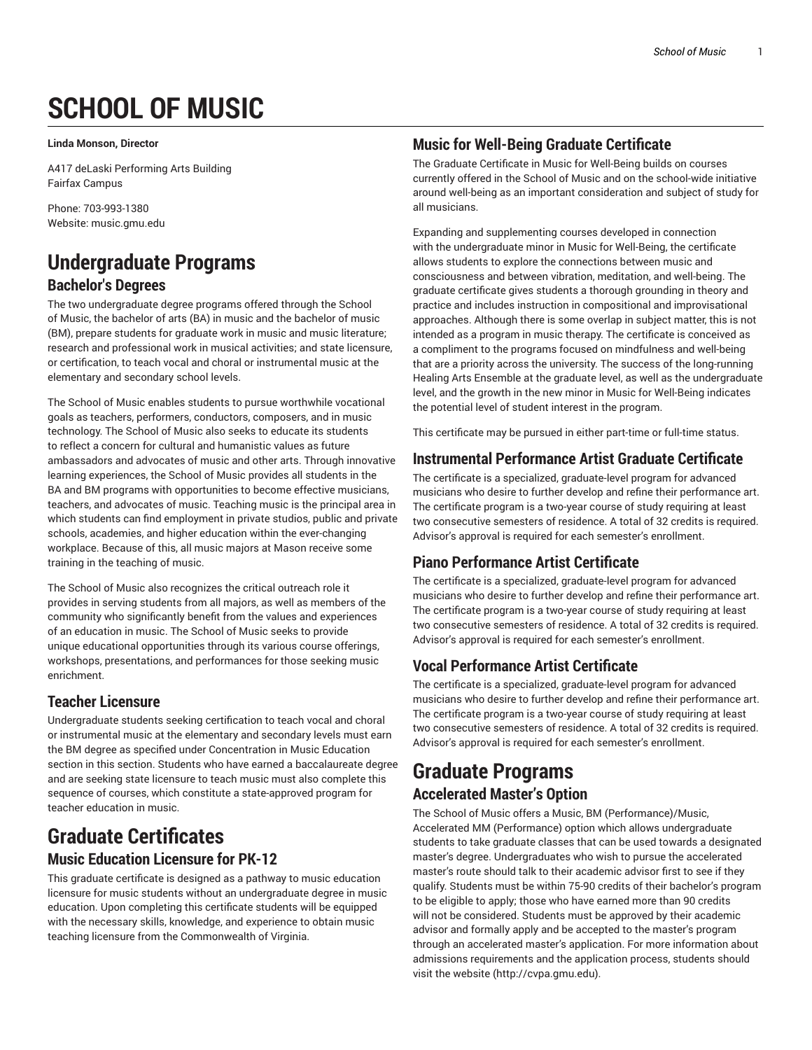# SCHOOL OF MUSIC

**Linda Monson, Director**

A417 deLaski Performing Arts Building
Fairfax Campus

Phone: 703-993-1380
Website: music.gmu.edu

# Undergraduate Programs

## Bachelor's Degrees

The two undergraduate degree programs offered through the School of Music, the bachelor of arts (BA) in music and the bachelor of music (BM), prepare students for graduate work in music and music literature; research and professional work in musical activities; and state licensure, or certification, to teach vocal and choral or instrumental music at the elementary and secondary school levels.

The School of Music enables students to pursue worthwhile vocational goals as teachers, performers, conductors, composers, and in music technology. The School of Music also seeks to educate its students to reflect a concern for cultural and humanistic values as future ambassadors and advocates of music and other arts. Through innovative learning experiences, the School of Music provides all students in the BA and BM programs with opportunities to become effective musicians, teachers, and advocates of music. Teaching music is the principal area in which students can find employment in private studios, public and private schools, academies, and higher education within the ever-changing workplace. Because of this, all music majors at Mason receive some training in the teaching of music.

The School of Music also recognizes the critical outreach role it provides in serving students from all majors, as well as members of the community who significantly benefit from the values and experiences of an education in music. The School of Music seeks to provide unique educational opportunities through its various course offerings, workshops, presentations, and performances for those seeking music enrichment.

## Teacher Licensure

Undergraduate students seeking certification to teach vocal and choral or instrumental music at the elementary and secondary levels must earn the BM degree as specified under Concentration in Music Education section in this section. Students who have earned a baccalaureate degree and are seeking state licensure to teach music must also complete this sequence of courses, which constitute a state-approved program for teacher education in music.

# Graduate Certificates

## Music Education Licensure for PK-12

This graduate certificate is designed as a pathway to music education licensure for music students without an undergraduate degree in music education. Upon completing this certificate students will be equipped with the necessary skills, knowledge, and experience to obtain music teaching licensure from the Commonwealth of Virginia.

## Music for Well-Being Graduate Certificate

The Graduate Certificate in Music for Well-Being builds on courses currently offered in the School of Music and on the school-wide initiative around well-being as an important consideration and subject of study for all musicians.

Expanding and supplementing courses developed in connection with the undergraduate minor in Music for Well-Being, the certificate allows students to explore the connections between music and consciousness and between vibration, meditation, and well-being. The graduate certificate gives students a thorough grounding in theory and practice and includes instruction in compositional and improvisational approaches. Although there is some overlap in subject matter, this is not intended as a program in music therapy. The certificate is conceived as a compliment to the programs focused on mindfulness and well-being that are a priority across the university. The success of the long-running Healing Arts Ensemble at the graduate level, as well as the undergraduate level, and the growth in the new minor in Music for Well-Being indicates the potential level of student interest in the program.

This certificate may be pursued in either part-time or full-time status.

## Instrumental Performance Artist Graduate Certificate

The certificate is a specialized, graduate-level program for advanced musicians who desire to further develop and refine their performance art. The certificate program is a two-year course of study requiring at least two consecutive semesters of residence. A total of 32 credits is required. Advisor's approval is required for each semester's enrollment.

## Piano Performance Artist Certificate

The certificate is a specialized, graduate-level program for advanced musicians who desire to further develop and refine their performance art. The certificate program is a two-year course of study requiring at least two consecutive semesters of residence. A total of 32 credits is required. Advisor's approval is required for each semester's enrollment.

## Vocal Performance Artist Certificate

The certificate is a specialized, graduate-level program for advanced musicians who desire to further develop and refine their performance art. The certificate program is a two-year course of study requiring at least two consecutive semesters of residence. A total of 32 credits is required. Advisor's approval is required for each semester's enrollment.

# Graduate Programs

## Accelerated Master's Option

The School of Music offers a Music, BM (Performance)/Music, Accelerated MM (Performance) option which allows undergraduate students to take graduate classes that can be used towards a designated master's degree. Undergraduates who wish to pursue the accelerated master's route should talk to their academic advisor first to see if they qualify. Students must be within 75-90 credits of their bachelor's program to be eligible to apply; those who have earned more than 90 credits will not be considered. Students must be approved by their academic advisor and formally apply and be accepted to the master's program through an accelerated master's application. For more information about admissions requirements and the application process, students should visit the website (http://cvpa.gmu.edu).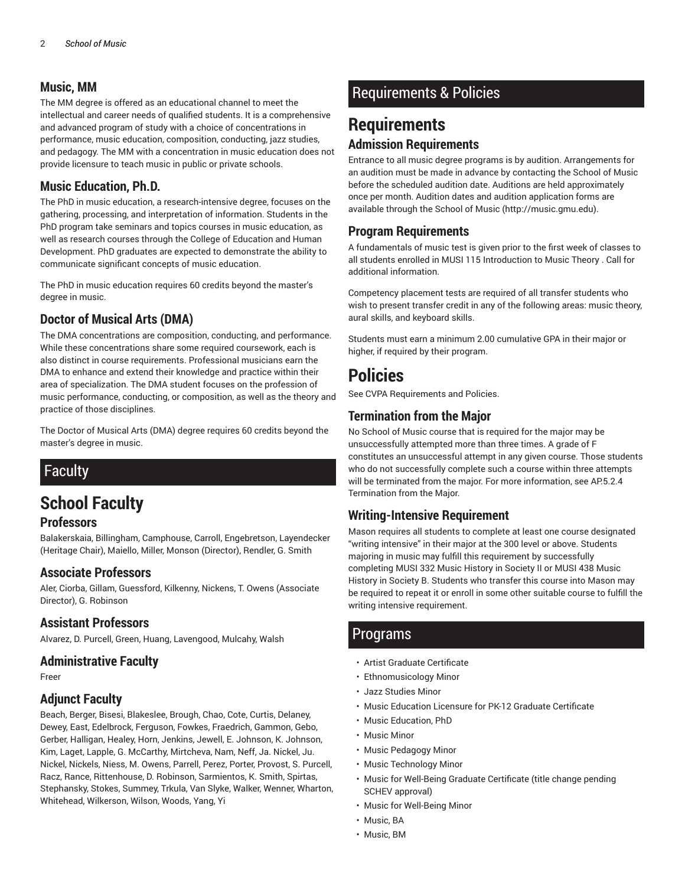### Music, MM

The MM degree is offered as an educational channel to meet the intellectual and career needs of qualified students. It is a comprehensive and advanced program of study with a choice of concentrations in performance, music education, composition, conducting, jazz studies, and pedagogy. The MM with a concentration in music education does not provide licensure to teach music in public or private schools.

### Music Education, Ph.D.

The PhD in music education, a research-intensive degree, focuses on the gathering, processing, and interpretation of information. Students in the PhD program take seminars and topics courses in music education, as well as research courses through the College of Education and Human Development. PhD graduates are expected to demonstrate the ability to communicate significant concepts of music education.

The PhD in music education requires 60 credits beyond the master's degree in music.

### Doctor of Musical Arts (DMA)

The DMA concentrations are composition, conducting, and performance. While these concentrations share some required coursework, each is also distinct in course requirements. Professional musicians earn the DMA to enhance and extend their knowledge and practice within their area of specialization. The DMA student focuses on the profession of music performance, conducting, or composition, as well as the theory and practice of those disciplines.

The Doctor of Musical Arts (DMA) degree requires 60 credits beyond the master's degree in music.

# Faculty

## School Faculty

### Professors

Balakerskaia, Billingham, Camphouse, Carroll, Engebretson, Layendecker (Heritage Chair), Maiello, Miller, Monson (Director), Rendler, G. Smith

### Associate Professors

Aler, Ciorba, Gillam, Guessford, Kilkenny, Nickens, T. Owens (Associate Director), G. Robinson

### Assistant Professors

Alvarez, D. Purcell, Green, Huang, Lavengood, Mulcahy, Walsh

### Administrative Faculty

Freer

### Adjunct Faculty

Beach, Berger, Bisesi, Blakeslee, Brough, Chao, Cote, Curtis, Delaney, Dewey, East, Edelbrock, Ferguson, Fowkes, Fraedrich, Gammon, Gebo, Gerber, Halligan, Healey, Horn, Jenkins, Jewell, E. Johnson, K. Johnson, Kim, Laget, Lapple, G. McCarthy, Mirtcheva, Nam, Neff, Ja. Nickel, Ju. Nickel, Nickels, Niess, M. Owens, Parrell, Perez, Porter, Provost, S. Purcell, Racz, Rance, Rittenhouse, D. Robinson, Sarmientos, K. Smith, Spirtas, Stephansky, Stokes, Summey, Trkula, Van Slyke, Walker, Wenner, Wharton, Whitehead, Wilkerson, Wilson, Woods, Yang, Yi

# Requirements & Policies

## Requirements

### Admission Requirements

Entrance to all music degree programs is by audition. Arrangements for an audition must be made in advance by contacting the School of Music before the scheduled audition date. Auditions are held approximately once per month. Audition dates and audition application forms are available through the School of Music (http://music.gmu.edu).

### Program Requirements

A fundamentals of music test is given prior to the first week of classes to all students enrolled in MUSI 115 Introduction to Music Theory . Call for additional information.

Competency placement tests are required of all transfer students who wish to present transfer credit in any of the following areas: music theory, aural skills, and keyboard skills.

Students must earn a minimum 2.00 cumulative GPA in their major or higher, if required by their program.

## Policies

See CVPA Requirements and Policies.

### Termination from the Major

No School of Music course that is required for the major may be unsuccessfully attempted more than three times. A grade of F constitutes an unsuccessful attempt in any given course. Those students who do not successfully complete such a course within three attempts will be terminated from the major. For more information, see AP.5.2.4 Termination from the Major.

### Writing-Intensive Requirement

Mason requires all students to complete at least one course designated "writing intensive" in their major at the 300 level or above. Students majoring in music may fulfill this requirement by successfully completing MUSI 332 Music History in Society II or MUSI 438 Music History in Society B. Students who transfer this course into Mason may be required to repeat it or enroll in some other suitable course to fulfill the writing intensive requirement.

# Programs

- Artist Graduate Certificate
- Ethnomusicology Minor
- Jazz Studies Minor
- Music Education Licensure for PK-12 Graduate Certificate
- Music Education, PhD
- Music Minor
- Music Pedagogy Minor
- Music Technology Minor
- Music for Well-Being Graduate Certificate (title change pending SCHEV approval)
- Music for Well-Being Minor
- Music, BA
- Music, BM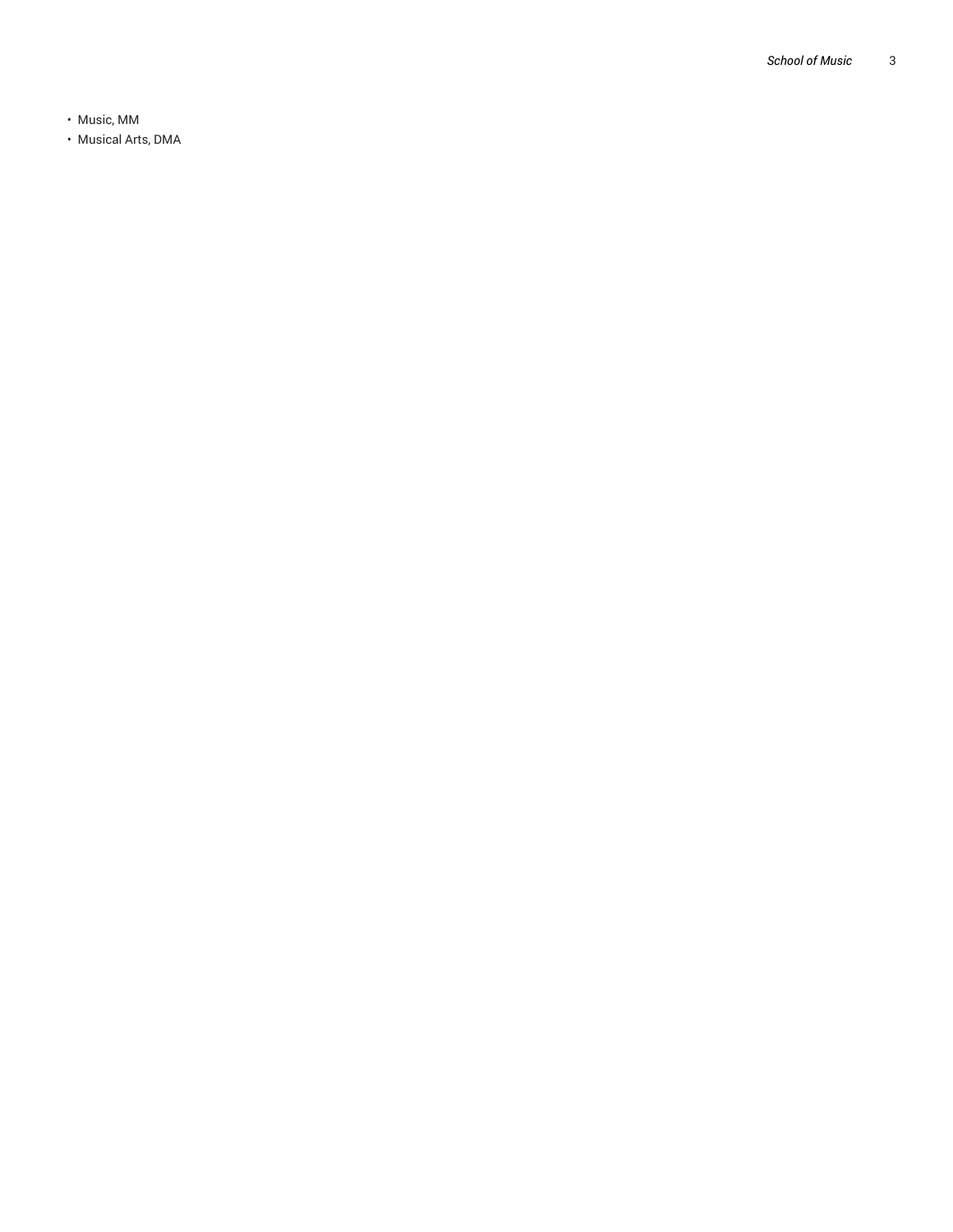- Music, MM
- Musical Arts, DMA